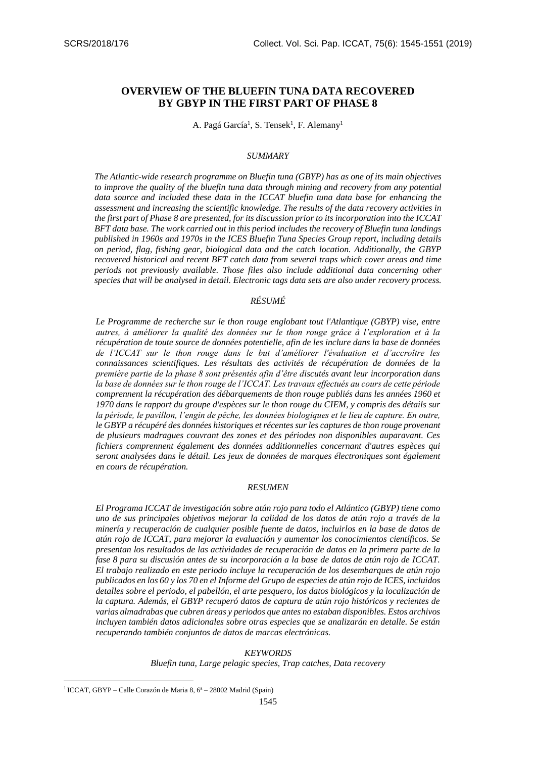# OVERVIEW OF THE BLUEFIN TUNA DATA RECOVERED BY GBYP IN THE FIRST PART OF PHASE 8

A. Pagá García[1], S. Tensek[1], F. Alemany[1]

## *SUMMARY*

*The Atlantic-wide research programme on Bluefin tuna (GBYP) has as one of its main objectives to improve the quality of the bluefin tuna data through mining and recovery from any potential data source and included these data in the ICCAT bluefin tuna data base for enhancing the assessment and increasing the scientific knowledge. The results of the data recovery activities in the first part of Phase 8 are presented, for its discussion prior to its incorporation into the ICCAT BFT data base. The work carried out in this period includes the recovery of Bluefin tuna landings published in 1960s and 1970s in the ICES Bluefin Tuna Species Group report, including details on period, flag, fishing gear, biological data and the catch location. Additionally, the GBYP recovered historical and recent BFT catch data from several traps which cover areas and time periods not previously available. Those files also include additional data concerning other species that will be analysed in detail. Electronic tags data sets are also under recovery process.*

## *RÉSUMÉ*

*Le Programme de recherche sur le thon rouge englobant tout l'Atlantique (GBYP) vise, entre autres, à améliorer la qualité des données sur le thon rouge grâce à l'exploration et à la récupération de toute source de données potentielle, afin de les inclure dans la base de données de l'ICCAT sur le thon rouge dans le but d'améliorer l'évaluation et d'accroître les connaissances scientifiques. Les résultats des activités de récupération de données de la première partie de la phase 8 sont présentés afin d'être discutés avant leur incorporation dans la base de données sur le thon rouge de l'ICCAT. Les travaux effectués au cours de cette période comprennent la récupération des débarquements de thon rouge publiés dans les années 1960 et 1970 dans le rapport du groupe d'espèces sur le thon rouge du CIEM, y compris des détails sur la période, le pavillon, l'engin de pêche, les données biologiques et le lieu de capture. En outre, le GBYP a récupéré des données historiques et récentes sur les captures de thon rouge provenant de plusieurs madragues couvrant des zones et des périodes non disponibles auparavant. Ces fichiers comprennent également des données additionnelles concernant d'autres espèces qui seront analysées dans le détail. Les jeux de données de marques électroniques sont également en cours de récupération.*

## *RESUMEN*

*El Programa ICCAT de investigación sobre atún rojo para todo el Atlántico (GBYP) tiene como uno de sus principales objetivos mejorar la calidad de los datos de atún rojo a través de la minería y recuperación de cualquier posible fuente de datos, incluirlos en la base de datos de atún rojo de ICCAT, para mejorar la evaluación y aumentar los conocimientos científicos. Se presentan los resultados de las actividades de recuperación de datos en la primera parte de la fase 8 para su discusión antes de su incorporación a la base de datos de atún rojo de ICCAT. El trabajo realizado en este periodo incluye la recuperación de los desembarques de atún rojo publicados en los 60 y los 70 en el Informe del Grupo de especies de atún rojo de ICES, incluidos detalles sobre el periodo, el pabellón, el arte pesquero, los datos biológicos y la localización de la captura. Además, el GBYP recuperó datos de captura de atún rojo históricos y recientes de varias almadrabas que cubren áreas y periodos que antes no estaban disponibles. Estos archivos incluyen también datos adicionales sobre otras especies que se analizarán en detalle. Se están recuperando también conjuntos de datos de marcas electrónicas.*

*KEYWORDS*

*Bluefin tuna, Large pelagic species, Trap catches, Data recovery*

[1] ICCAT, GBYP – Calle Corazón de Maria 8, 6ª – 28002 Madrid (Spain)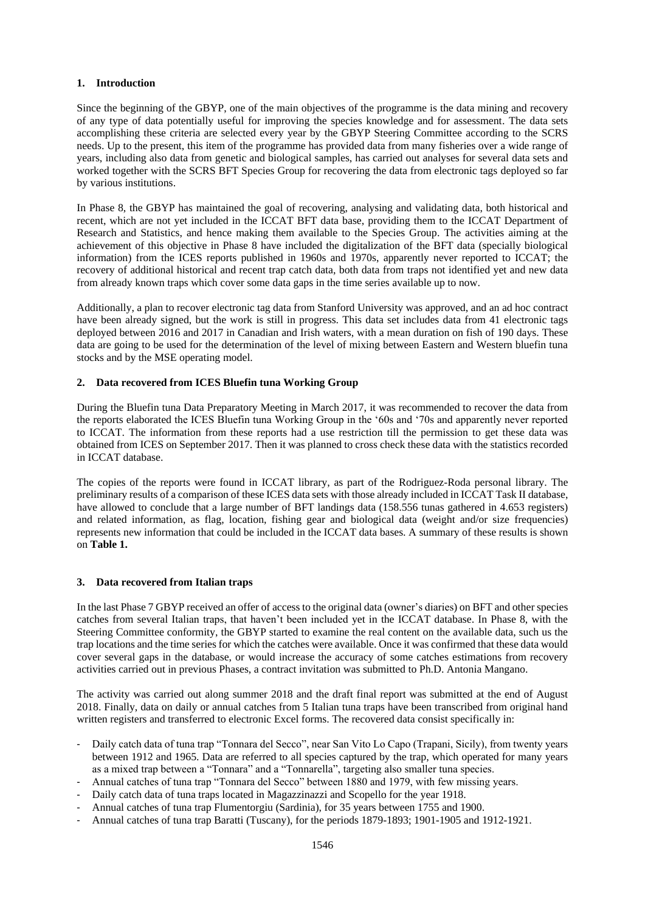## 1. Introduction

Since the beginning of the GBYP, one of the main objectives of the programme is the data mining and recovery of any type of data potentially useful for improving the species knowledge and for assessment. The data sets accomplishing these criteria are selected every year by the GBYP Steering Committee according to the SCRS needs. Up to the present, this item of the programme has provided data from many fisheries over a wide range of years, including also data from genetic and biological samples, has carried out analyses for several data sets and worked together with the SCRS BFT Species Group for recovering the data from electronic tags deployed so far by various institutions.

In Phase 8, the GBYP has maintained the goal of recovering, analysing and validating data, both historical and recent, which are not yet included in the ICCAT BFT data base, providing them to the ICCAT Department of Research and Statistics, and hence making them available to the Species Group. The activities aiming at the achievement of this objective in Phase 8 have included the digitalization of the BFT data (specially biological information) from the ICES reports published in 1960s and 1970s, apparently never reported to ICCAT; the recovery of additional historical and recent trap catch data, both data from traps not identified yet and new data from already known traps which cover some data gaps in the time series available up to now.

Additionally, a plan to recover electronic tag data from Stanford University was approved, and an ad hoc contract have been already signed, but the work is still in progress. This data set includes data from 41 electronic tags deployed between 2016 and 2017 in Canadian and Irish waters, with a mean duration on fish of 190 days. These data are going to be used for the determination of the level of mixing between Eastern and Western bluefin tuna stocks and by the MSE operating model.

## 2. Data recovered from ICES Bluefin tuna Working Group

During the Bluefin tuna Data Preparatory Meeting in March 2017, it was recommended to recover the data from the reports elaborated the ICES Bluefin tuna Working Group in the '60s and '70s and apparently never reported to ICCAT. The information from these reports had a use restriction till the permission to get these data was obtained from ICES on September 2017. Then it was planned to cross check these data with the statistics recorded in ICCAT database.

The copies of the reports were found in ICCAT library, as part of the Rodriguez-Roda personal library. The preliminary results of a comparison of these ICES data sets with those already included in ICCAT Task II database, have allowed to conclude that a large number of BFT landings data (158.556 tunas gathered in 4.653 registers) and related information, as flag, location, fishing gear and biological data (weight and/or size frequencies) represents new information that could be included in the ICCAT data bases. A summary of these results is shown on **Table 1.**

## 3. Data recovered from Italian traps

In the last Phase 7 GBYP received an offer of access to the original data (owner's diaries) on BFT and other species catches from several Italian traps, that haven't been included yet in the ICCAT database. In Phase 8, with the Steering Committee conformity, the GBYP started to examine the real content on the available data, such us the trap locations and the time series for which the catches were available. Once it was confirmed that these data would cover several gaps in the database, or would increase the accuracy of some catches estimations from recovery activities carried out in previous Phases, a contract invitation was submitted to Ph.D. Antonia Mangano.

The activity was carried out along summer 2018 and the draft final report was submitted at the end of August 2018. Finally, data on daily or annual catches from 5 Italian tuna traps have been transcribed from original hand written registers and transferred to electronic Excel forms. The recovered data consist specifically in:

- Daily catch data of tuna trap "Tonnara del Secco", near San Vito Lo Capo (Trapani, Sicily), from twenty years between 1912 and 1965. Data are referred to all species captured by the trap, which operated for many years as a mixed trap between a "Tonnara" and a "Tonnarella", targeting also smaller tuna species.
- Annual catches of tuna trap "Tonnara del Secco" between 1880 and 1979, with few missing years.
- Daily catch data of tuna traps located in Magazzinazzi and Scopello for the year 1918.
- Annual catches of tuna trap Flumentorgiu (Sardinia), for 35 years between 1755 and 1900.
- Annual catches of tuna trap Baratti (Tuscany), for the periods 1879-1893; 1901-1905 and 1912-1921.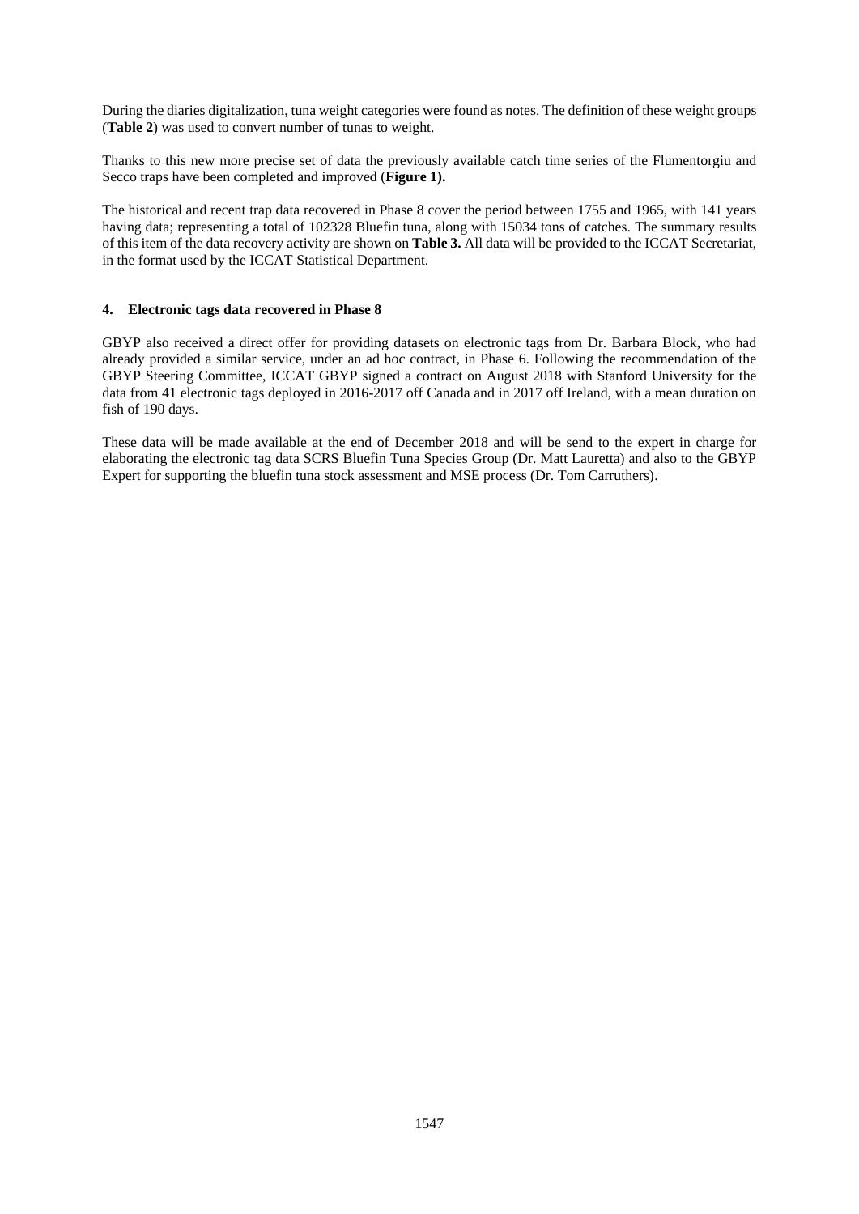During the diaries digitalization, tuna weight categories were found as notes. The definition of these weight groups (**Table 2**) was used to convert number of tunas to weight.

Thanks to this new more precise set of data the previously available catch time series of the Flumentorgiu and Secco traps have been completed and improved (**Figure 1).**

The historical and recent trap data recovered in Phase 8 cover the period between 1755 and 1965, with 141 years having data; representing a total of 102328 Bluefin tuna, along with 15034 tons of catches. The summary results of this item of the data recovery activity are shown on **Table 3.** All data will be provided to the ICCAT Secretariat, in the format used by the ICCAT Statistical Department.

## 4. Electronic tags data recovered in Phase 8

GBYP also received a direct offer for providing datasets on electronic tags from Dr. Barbara Block, who had already provided a similar service, under an ad hoc contract, in Phase 6. Following the recommendation of the GBYP Steering Committee, ICCAT GBYP signed a contract on August 2018 with Stanford University for the data from 41 electronic tags deployed in 2016-2017 off Canada and in 2017 off Ireland, with a mean duration on fish of 190 days.

These data will be made available at the end of December 2018 and will be send to the expert in charge for elaborating the electronic tag data SCRS Bluefin Tuna Species Group (Dr. Matt Lauretta) and also to the GBYP Expert for supporting the bluefin tuna stock assessment and MSE process (Dr. Tom Carruthers).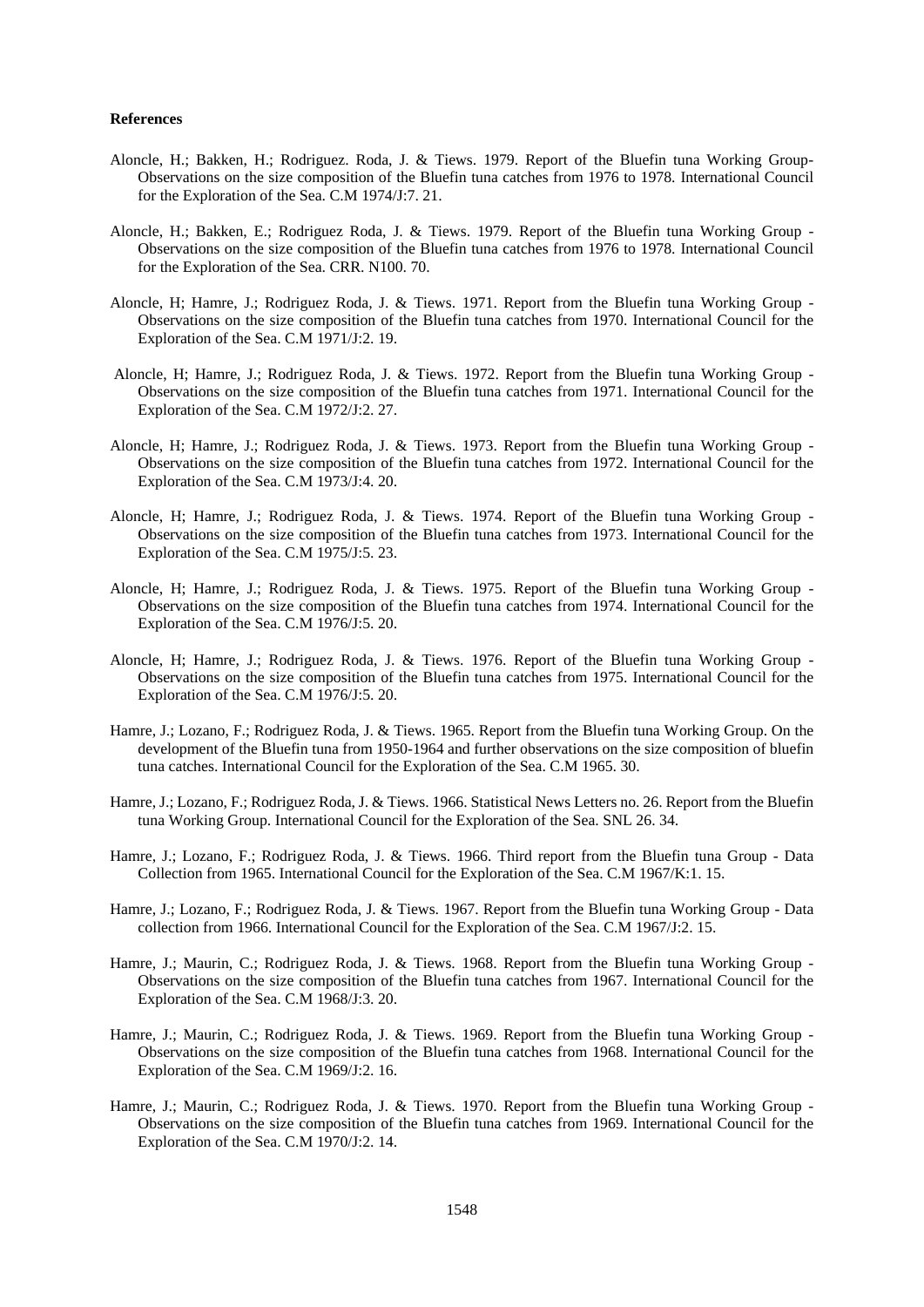**References**

Aloncle, H.; Bakken, H.; Rodriguez. Roda, J. & Tiews. 1979. Report of the Bluefin tuna Working Group- Observations on the size composition of the Bluefin tuna catches from 1976 to 1978. International Council for the Exploration of the Sea. C.M 1974/J:7. 21.

Aloncle, H.; Bakken, E.; Rodriguez Roda, J. & Tiews. 1979. Report of the Bluefin tuna Working Group - Observations on the size composition of the Bluefin tuna catches from 1976 to 1978. International Council for the Exploration of the Sea. CRR. N100. 70.

Aloncle, H; Hamre, J.; Rodriguez Roda, J. & Tiews. 1971. Report from the Bluefin tuna Working Group - Observations on the size composition of the Bluefin tuna catches from 1970. International Council for the Exploration of the Sea. C.M 1971/J:2. 19.

Aloncle, H; Hamre, J.; Rodriguez Roda, J. & Tiews. 1972. Report from the Bluefin tuna Working Group - Observations on the size composition of the Bluefin tuna catches from 1971. International Council for the Exploration of the Sea. C.M 1972/J:2. 27.

Aloncle, H; Hamre, J.; Rodriguez Roda, J. & Tiews. 1973. Report from the Bluefin tuna Working Group - Observations on the size composition of the Bluefin tuna catches from 1972. International Council for the Exploration of the Sea. C.M 1973/J:4. 20.

Aloncle, H; Hamre, J.; Rodriguez Roda, J. & Tiews. 1974. Report of the Bluefin tuna Working Group - Observations on the size composition of the Bluefin tuna catches from 1973. International Council for the Exploration of the Sea. C.M 1975/J:5. 23.

Aloncle, H; Hamre, J.; Rodriguez Roda, J. & Tiews. 1975. Report of the Bluefin tuna Working Group - Observations on the size composition of the Bluefin tuna catches from 1974. International Council for the Exploration of the Sea. C.M 1976/J:5. 20.

Aloncle, H; Hamre, J.; Rodriguez Roda, J. & Tiews. 1976. Report of the Bluefin tuna Working Group - Observations on the size composition of the Bluefin tuna catches from 1975. International Council for the Exploration of the Sea. C.M 1976/J:5. 20.

Hamre, J.; Lozano, F.; Rodriguez Roda, J. & Tiews. 1965. Report from the Bluefin tuna Working Group. On the development of the Bluefin tuna from 1950-1964 and further observations on the size composition of bluefin tuna catches. International Council for the Exploration of the Sea. C.M 1965. 30.

Hamre, J.; Lozano, F.; Rodriguez Roda, J. & Tiews. 1966. Statistical News Letters no. 26. Report from the Bluefin tuna Working Group. International Council for the Exploration of the Sea. SNL 26. 34.

Hamre, J.; Lozano, F.; Rodriguez Roda, J. & Tiews. 1966. Third report from the Bluefin tuna Group - Data Collection from 1965. International Council for the Exploration of the Sea. C.M 1967/K:1. 15.

Hamre, J.; Lozano, F.; Rodriguez Roda, J. & Tiews. 1967. Report from the Bluefin tuna Working Group - Data collection from 1966. International Council for the Exploration of the Sea. C.M 1967/J:2. 15.

Hamre, J.; Maurin, C.; Rodriguez Roda, J. & Tiews. 1968. Report from the Bluefin tuna Working Group - Observations on the size composition of the Bluefin tuna catches from 1967. International Council for the Exploration of the Sea. C.M 1968/J:3. 20.

Hamre, J.; Maurin, C.; Rodriguez Roda, J. & Tiews. 1969. Report from the Bluefin tuna Working Group - Observations on the size composition of the Bluefin tuna catches from 1968. International Council for the Exploration of the Sea. C.M 1969/J:2. 16.

Hamre, J.; Maurin, C.; Rodriguez Roda, J. & Tiews. 1970. Report from the Bluefin tuna Working Group - Observations on the size composition of the Bluefin tuna catches from 1969. International Council for the Exploration of the Sea. C.M 1970/J:2. 14.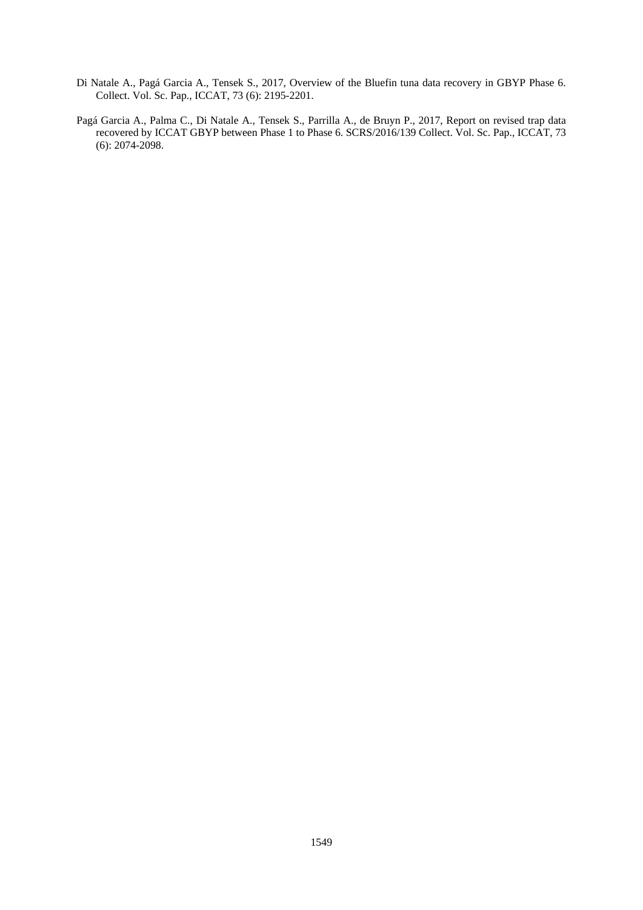Di Natale A., Pagá Garcia A., Tensek S., 2017, Overview of the Bluefin tuna data recovery in GBYP Phase 6. Collect. Vol. Sc. Pap., ICCAT, 73 (6): 2195-2201.

Pagá Garcia A., Palma C., Di Natale A., Tensek S., Parrilla A., de Bruyn P., 2017, Report on revised trap data recovered by ICCAT GBYP between Phase 1 to Phase 6. SCRS/2016/139 Collect. Vol. Sc. Pap., ICCAT, 73 (6): 2074-2098.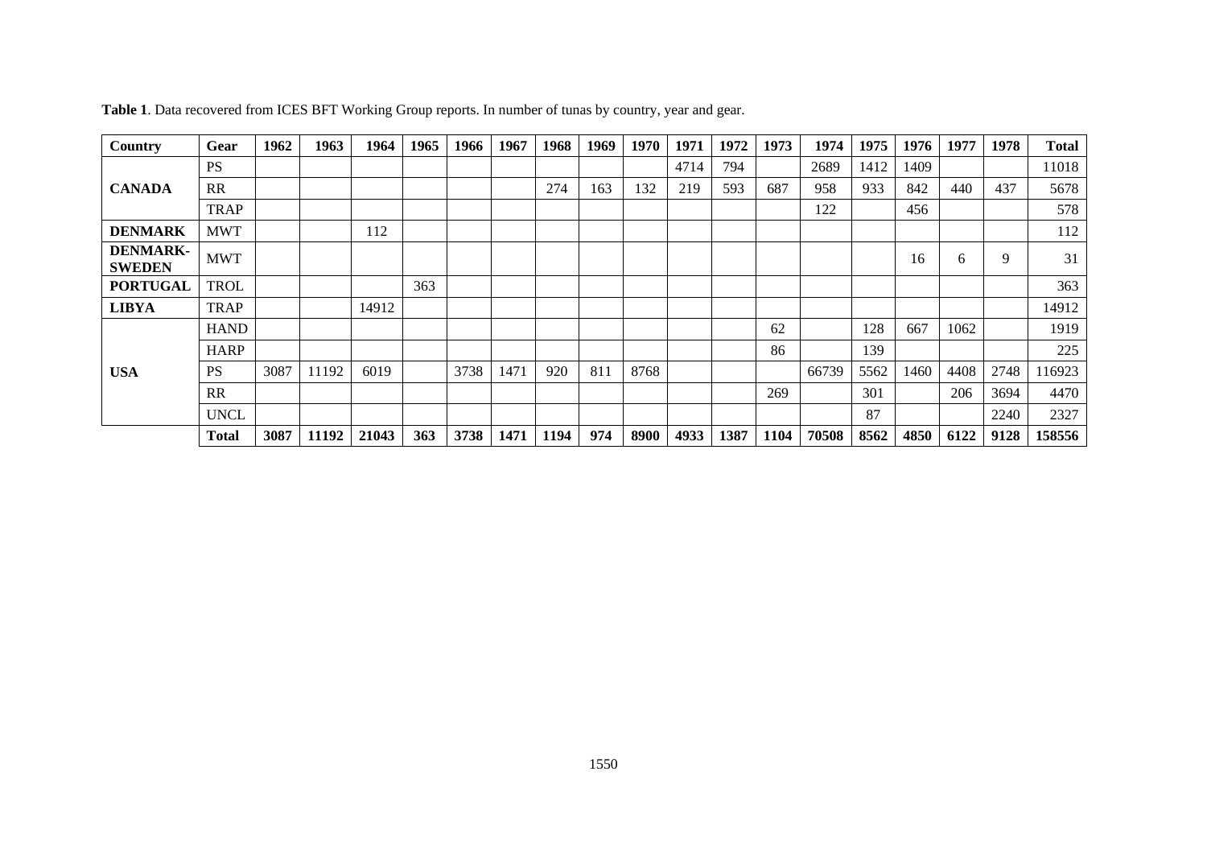**Table 1**. Data recovered from ICES BFT Working Group reports. In number of tunas by country, year and gear.

| Country | Gear | 1962 | 1963 | 1964 | 1965 | 1966 | 1967 | 1968 | 1969 | 1970 | 1971 | 1972 | 1973 | 1974 | 1975 | 1976 | 1977 | 1978 | Total |
|---|---|---|---|---|---|---|---|---|---|---|---|---|---|---|---|---|---|---|---|
| **CANADA** | PS | | | | | | | | | | 4714 | 794 | | 2689 | 1412 | 1409 | | | 11018 |
| | RR | | | | | | | 274 | 163 | 132 | 219 | 593 | 687 | 958 | 933 | 842 | 440 | 437 | 5678 |
| | TRAP | | | | | | | | | | | | | 122 | | 456 | | | 578 |
| **DENMARK** | MWT | | | 112 | | | | | | | | | | | | | | | 112 |
| **DENMARK-SWEDEN** | MWT | | | | | | | | | | | | | | | 16 | 6 | 9 | 31 |
| **PORTUGAL** | TROL | | | | 363 | | | | | | | | | | | | | | 363 |
| **LIBYA** | TRAP | | | 14912 | | | | | | | | | | | | | | | 14912 |
| **USA** | HAND | | | | | | | | | | | | 62 | | 128 | 667 | 1062 | | 1919 |
| | HARP | | | | | | | | | | | | 86 | | 139 | | | | 225 |
| | PS | 3087 | 11192 | 6019 | | 3738 | 1471 | 920 | 811 | 8768 | | | | 66739 | 5562 | 1460 | 4408 | 2748 | 116923 |
| | RR | | | | | | | | | | | | 269 | | 301 | | 206 | 3694 | 4470 |
| | UNCL | | | | | | | | | | | | | | 87 | | | 2240 | 2327 |
| | **Total** | **3087** | **11192** | **21043** | **363** | **3738** | **1471** | **1194** | **974** | **8900** | **4933** | **1387** | **1104** | **70508** | **8562** | **4850** | **6122** | **9128** | **158556** |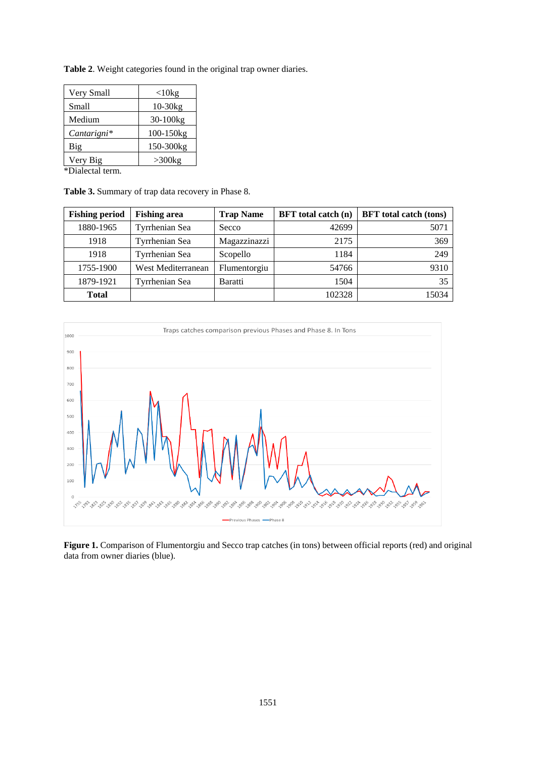**Table 2**. Weight categories found in the original trap owner diaries.

| | |
|---|---|
| Very Small | <10kg |
| Small | 10-30kg |
| Medium | 30-100kg |
| *Cantarigni** | 100-150kg |
| Big | 150-300kg |
| Very Big | >300kg |

*Dialectal term.

**Table 3.** Summary of trap data recovery in Phase 8.

| Fishing period | Fishing area | Trap Name | BFT total catch (n) | BFT total catch (tons) |
|---|---|---|---|---|
| 1880-1965 | Tyrrhenian Sea | Secco | 42699 | 5071 |
| 1918 | Tyrrhenian Sea | Magazzinazzi | 2175 | 369 |
| 1918 | Tyrrhenian Sea | Scopello | 1184 | 249 |
| 1755-1900 | West Mediterranean | Flumentorgiu | 54766 | 9310 |
| 1879-1921 | Tyrrhenian Sea | Baratti | 1504 | 35 |
| **Total** | | | 102328 | 15034 |

Traps catches comparison previous Phases and Phase 8. In Tons

1000
900
800
700
600
500
400
300
200
100
0

1755 1793 1823 1825 1830 1832 1835 1837 1839 1841 1843 1845 1880 1882 1884 1886 1888 1890 1892 1894 1896 1898 1900 1902 1904 1906 1908 1910 1912 1914 1916 1918 1920 1922 1924 1926 1928 1930 1932 1955 1957 1959 1961

Previous Phases — Phase 8

**Figure 1.** Comparison of Flumentorgiu and Secco trap catches (in tons) between official reports (red) and original data from owner diaries (blue).